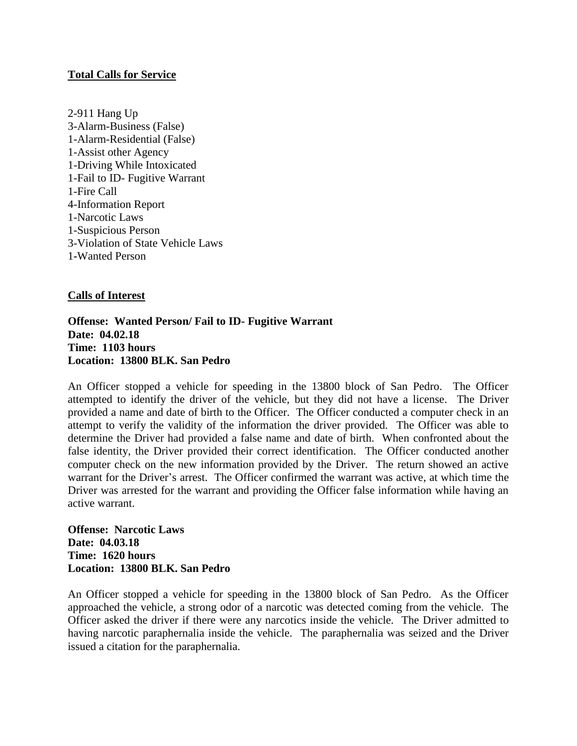**Total Calls for Service**

2-911 Hang Up
3-Alarm-Business (False)
1-Alarm-Residential (False)
1-Assist other Agency
1-Driving While Intoxicated
1-Fail to ID- Fugitive Warrant
1-Fire Call
4-Information Report
1-Narcotic Laws
1-Suspicious Person
3-Violation of State Vehicle Laws
1-Wanted Person

**Calls of Interest**

**Offense: Wanted Person/ Fail to ID- Fugitive Warrant**
**Date: 04.02.18**
**Time: 1103 hours**
**Location: 13800 BLK. San Pedro**

An Officer stopped a vehicle for speeding in the 13800 block of San Pedro. The Officer attempted to identify the driver of the vehicle, but they did not have a license. The Driver provided a name and date of birth to the Officer. The Officer conducted a computer check in an attempt to verify the validity of the information the driver provided. The Officer was able to determine the Driver had provided a false name and date of birth. When confronted about the false identity, the Driver provided their correct identification. The Officer conducted another computer check on the new information provided by the Driver. The return showed an active warrant for the Driver's arrest. The Officer confirmed the warrant was active, at which time the Driver was arrested for the warrant and providing the Officer false information while having an active warrant.

**Offense: Narcotic Laws**
**Date: 04.03.18**
**Time: 1620 hours**
**Location: 13800 BLK. San Pedro**

An Officer stopped a vehicle for speeding in the 13800 block of San Pedro. As the Officer approached the vehicle, a strong odor of a narcotic was detected coming from the vehicle. The Officer asked the driver if there were any narcotics inside the vehicle. The Driver admitted to having narcotic paraphernalia inside the vehicle. The paraphernalia was seized and the Driver issued a citation for the paraphernalia.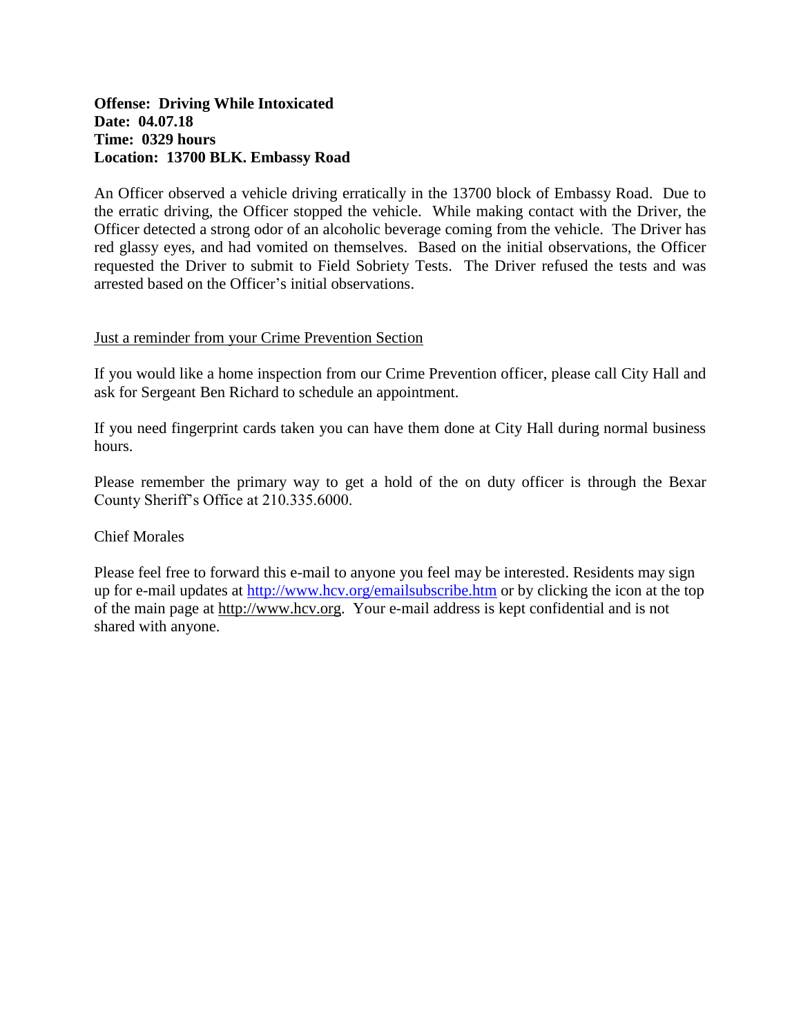**Offense: Driving While Intoxicated**
**Date: 04.07.18**
**Time: 0329 hours**
**Location: 13700 BLK. Embassy Road**

An Officer observed a vehicle driving erratically in the 13700 block of Embassy Road. Due to the erratic driving, the Officer stopped the vehicle. While making contact with the Driver, the Officer detected a strong odor of an alcoholic beverage coming from the vehicle. The Driver has red glassy eyes, and had vomited on themselves. Based on the initial observations, the Officer requested the Driver to submit to Field Sobriety Tests. The Driver refused the tests and was arrested based on the Officer's initial observations.

<u>Just a reminder from your Crime Prevention Section</u>

If you would like a home inspection from our Crime Prevention officer, please call City Hall and ask for Sergeant Ben Richard to schedule an appointment.

If you need fingerprint cards taken you can have them done at City Hall during normal business hours.

Please remember the primary way to get a hold of the on duty officer is through the Bexar County Sheriff's Office at 210.335.6000.

Chief Morales

Please feel free to forward this e-mail to anyone you feel may be interested. Residents may sign up for e-mail updates at http://www.hcv.org/emailsubscribe.htm or by clicking the icon at the top of the main page at http://www.hcv.org. Your e-mail address is kept confidential and is not shared with anyone.